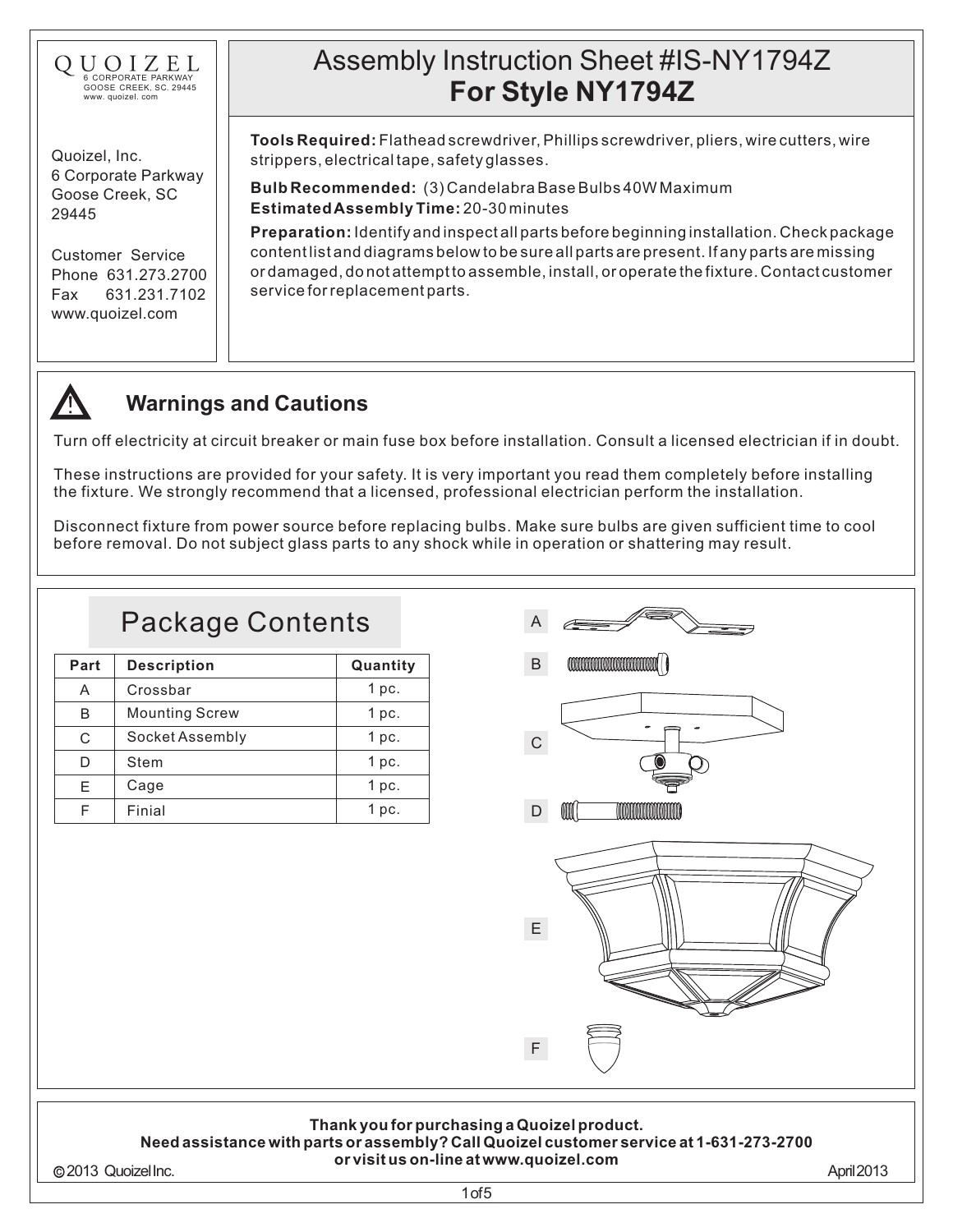QUOIZEL
6 CORPORATE PARKWAY
GOOSE CREEK, SC. 29445
www. quoizel. com

# Assembly Instruction Sheet #IS-NY1794Z
## For Style NY1794Z

Quoizel, Inc.
6 Corporate Parkway
Goose Creek, SC
29445

Customer Service
Phone 631.273.2700
Fax 631.231.7102
www.quoizel.com

**Tools Required:** Flathead screwdriver, Phillips screwdriver, pliers, wire cutters, wire strippers, electrical tape, safety glasses.

**Bulb Recommended:** (3) Candelabra Base Bulbs 40W Maximum
**Estimated Assembly Time:** 20-30 minutes

**Preparation:** Identify and inspect all parts before beginning installation. Check package content list and diagrams below to be sure all parts are present. If any parts are missing or damaged, do not attempt to assemble, install, or operate the fixture. Contact customer service for replacement parts.

## ⚠ Warnings and Cautions

Turn off electricity at circuit breaker or main fuse box before installation. Consult a licensed electrician if in doubt.

These instructions are provided for your safety. It is very important you read them completely before installing the fixture. We strongly recommend that a licensed, professional electrician perform the installation.

Disconnect fixture from power source before replacing bulbs. Make sure bulbs are given sufficient time to cool before removal. Do not subject glass parts to any shock while in operation or shattering may result.

## Package Contents

| Part | Description | Quantity |
|---|---|---|
| A | Crossbar | 1 pc. |
| B | Mounting Screw | 1 pc. |
| C | Socket Assembly | 1 pc. |
| D | Stem | 1 pc. |
| E | Cage | 1 pc. |
| F | Finial | 1 pc. |

A

B

C

D

E

F

**Thank you for purchasing a Quoizel product.**
**Need assistance with parts or assembly? Call Quoizel customer service at 1-631-273-2700 or visit us on-line at www.quoizel.com**

© 2013 Quoizel Inc. April 2013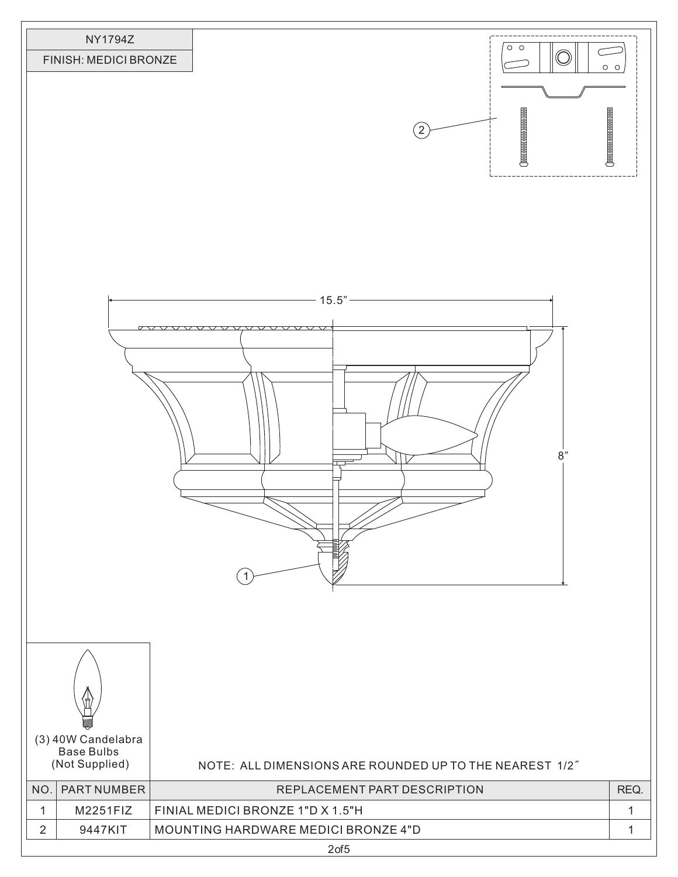| NY1794Z |
| --- |
| FINISH: MEDICI BRONZE |

15.5"

8"

(3) 40W Candelabra Base Bulbs (Not Supplied)

NOTE: ALL DIMENSIONS ARE ROUNDED UP TO THE NEAREST 1/2″

| NO. | PART NUMBER | REPLACEMENT PART DESCRIPTION | REQ. |
| --- | --- | --- | --- |
| 1 | M2251FIZ | FINIAL MEDICI BRONZE 1"D X 1.5"H | 1 |
| 2 | 9447KIT | MOUNTING HARDWARE MEDICI BRONZE 4"D | 1 |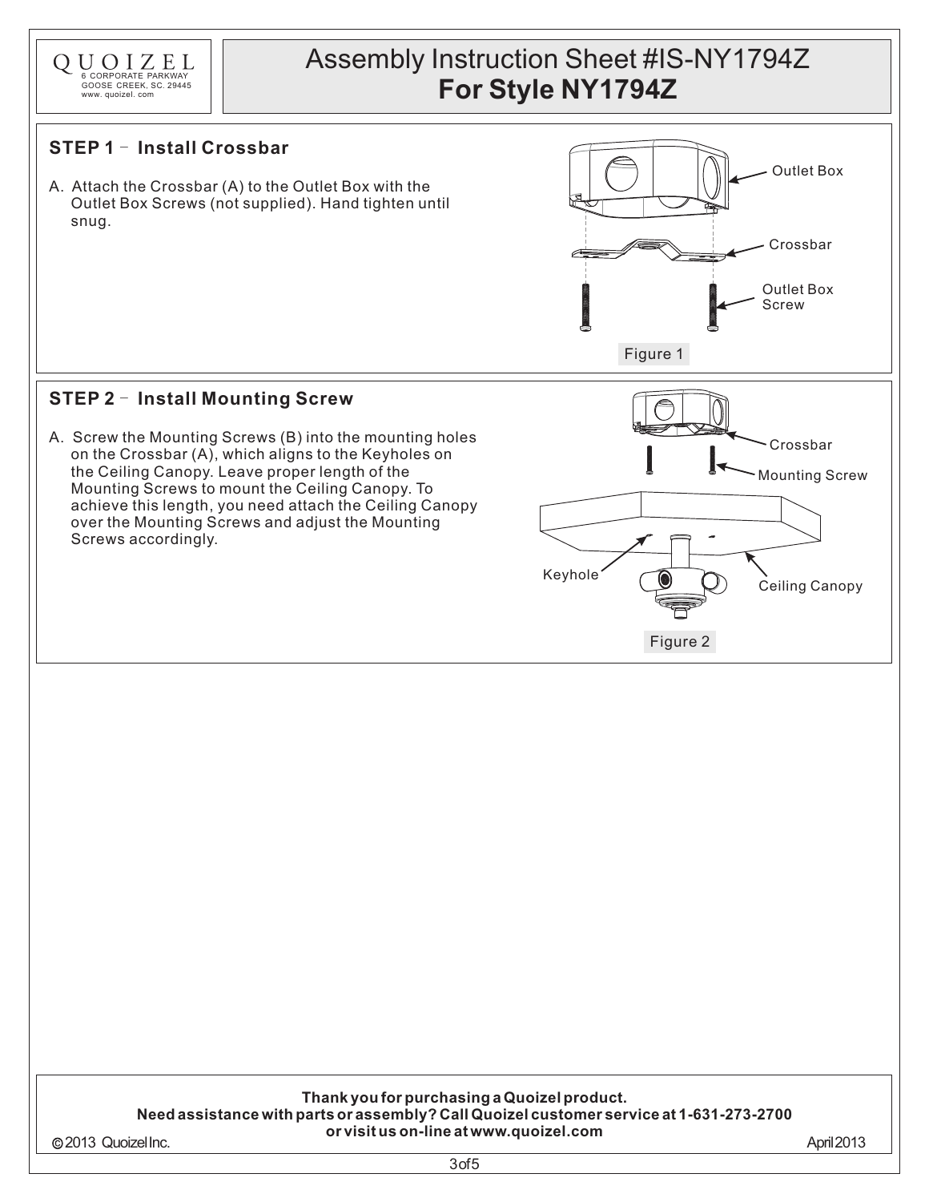QUOIZEL
6 CORPORATE PARKWAY
GOOSE CREEK, SC. 29445
www. quoizel. com

# Assembly Instruction Sheet #IS-NY1794Z
## For Style NY1794Z

### STEP 1 - Install Crossbar

A. Attach the Crossbar (A) to the Outlet Box with the Outlet Box Screws (not supplied). Hand tighten until snug.

Outlet Box

Crossbar

Outlet Box Screw

Figure 1

### STEP 2 - Install Mounting Screw

A. Screw the Mounting Screws (B) into the mounting holes on the Crossbar (A), which aligns to the Keyholes on the Ceiling Canopy. Leave proper length of the Mounting Screws to mount the Ceiling Canopy. To achieve this length, you need attach the Ceiling Canopy over the Mounting Screws and adjust the Mounting Screws accordingly.

Crossbar

Mounting Screw

Keyhole

Ceiling Canopy

Figure 2

**Thank you for purchasing a Quoizel product.**
**Need assistance with parts or assembly? Call Quoizel customer service at 1-631-273-2700 or visit us on-line at www.quoizel.com**

© 2013 Quoizel Inc.

April 2013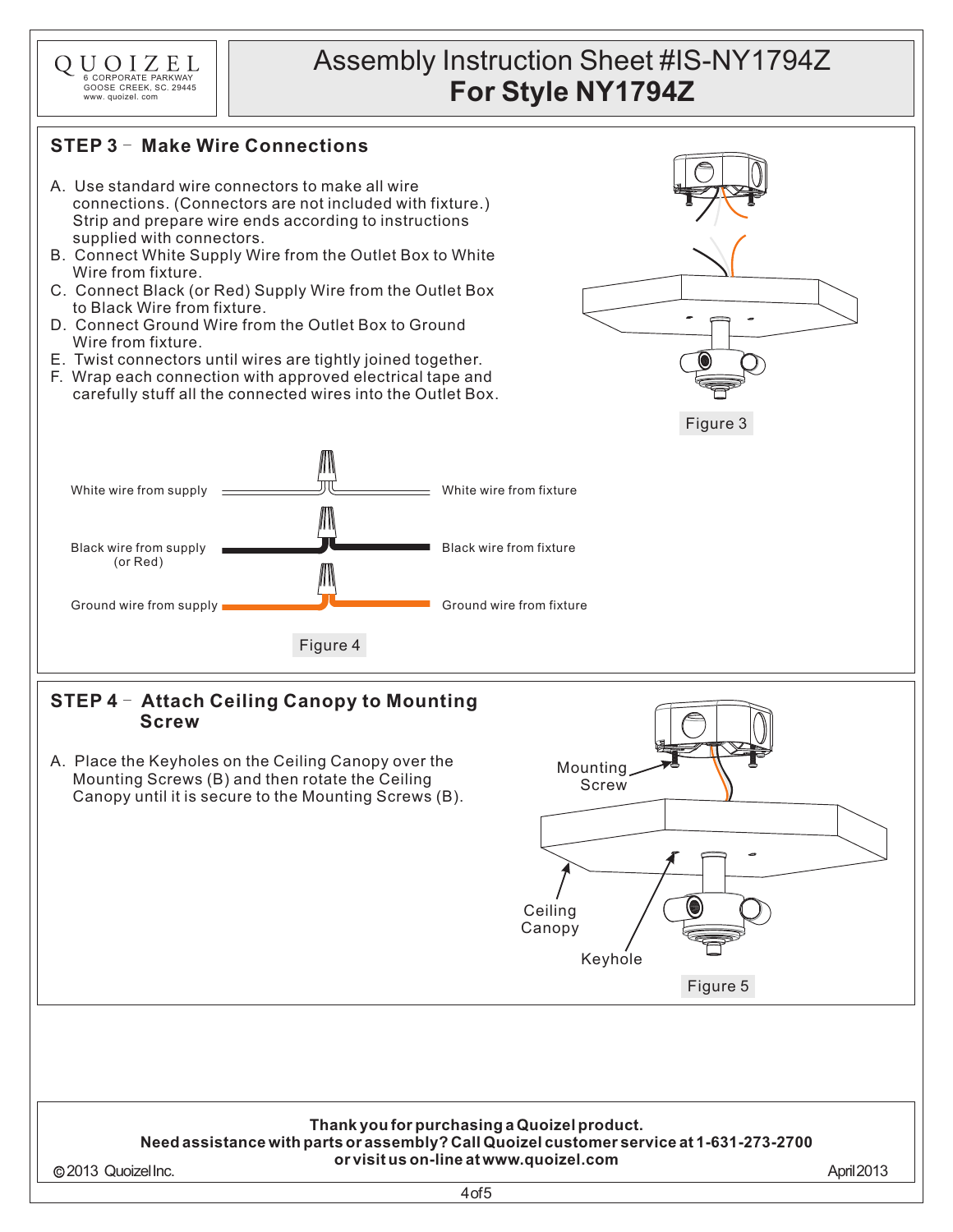# Assembly Instruction Sheet #IS-NY1794Z
## For Style NY1794Z

QUOIZEL
6 CORPORATE PARKWAY
GOOSE CREEK, SC. 29445
www. quoizel. com

### STEP 3 – Make Wire Connections

A. Use standard wire connectors to make all wire connections. (Connectors are not included with fixture.) Strip and prepare wire ends according to instructions supplied with connectors.
B. Connect White Supply Wire from the Outlet Box to White Wire from fixture.
C. Connect Black (or Red) Supply Wire from the Outlet Box to Black Wire from fixture.
D. Connect Ground Wire from the Outlet Box to Ground Wire from fixture.
E. Twist connectors until wires are tightly joined together.
F. Wrap each connection with approved electrical tape and carefully stuff all the connected wires into the Outlet Box.

Figure 3

White wire from supply
White wire from fixture
Black wire from supply (or Red)
Black wire from fixture
Ground wire from supply
Ground wire from fixture

Figure 4

### STEP 4 – Attach Ceiling Canopy to Mounting Screw

A. Place the Keyholes on the Ceiling Canopy over the Mounting Screws (B) and then rotate the Ceiling Canopy until it is secure to the Mounting Screws (B).

Mounting Screw
Ceiling Canopy
Keyhole

Figure 5

**Thank you for purchasing a Quoizel product.**
**Need assistance with parts or assembly? Call Quoizel customer service at 1-631-273-2700 or visit us on-line at www.quoizel.com**

©2013 Quoizel Inc.
April 2013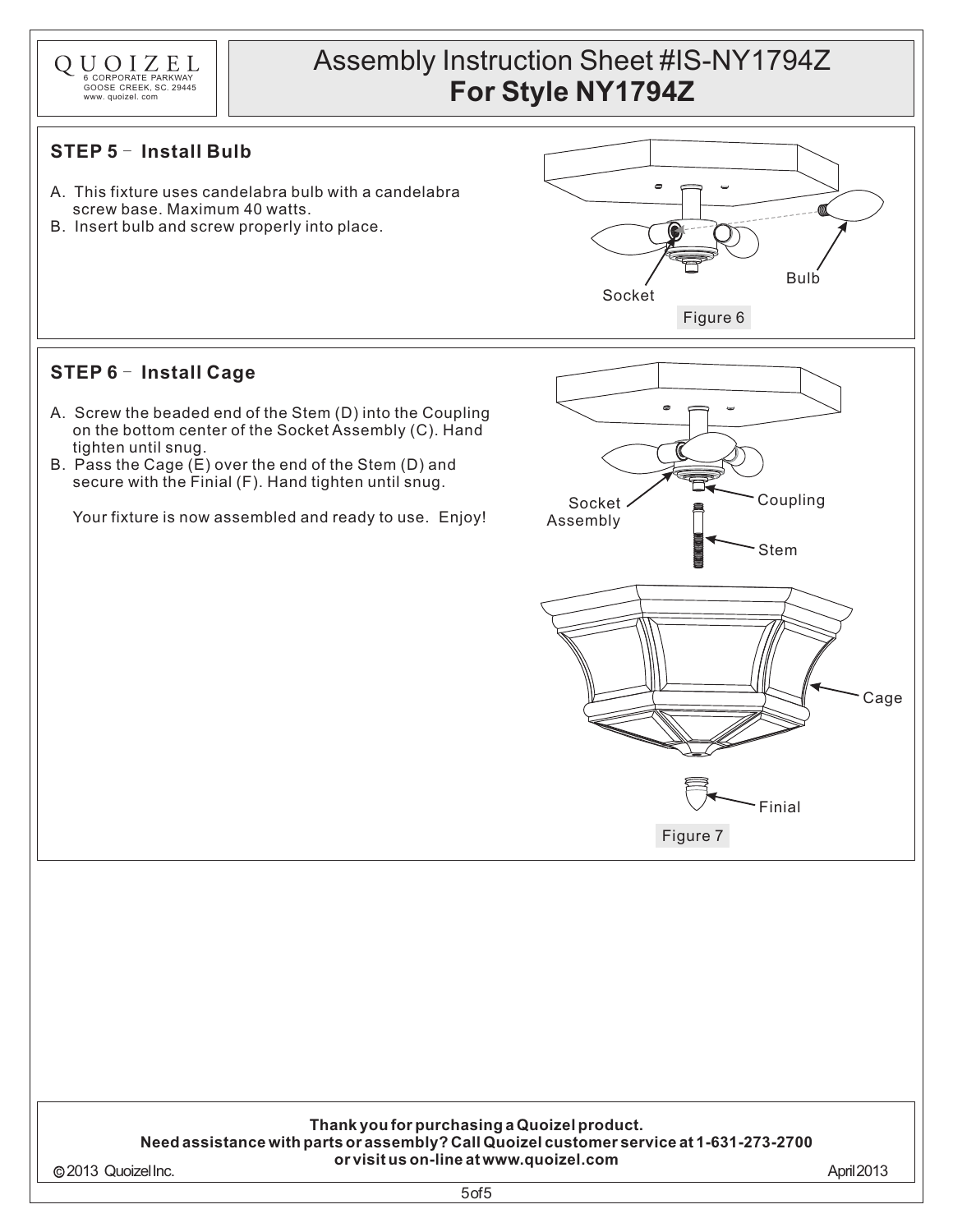QUOIZEL
6 CORPORATE PARKWAY
GOOSE CREEK, SC. 29445
www. quoizel. com

# Assembly Instruction Sheet #IS-NY1794Z
# For Style NY1794Z

## STEP 5 – Install Bulb

A. This fixture uses candelabra bulb with a candelabra screw base. Maximum 40 watts.
B. Insert bulb and screw properly into place.

Socket
Bulb

Figure 6

## STEP 6 – Install Cage

A. Screw the beaded end of the Stem (D) into the Coupling on the bottom center of the Socket Assembly (C). Hand tighten until snug.
B. Pass the Cage (E) over the end of the Stem (D) and secure with the Finial (F). Hand tighten until snug.

Your fixture is now assembled and ready to use. Enjoy!

Socket Assembly
Coupling
Stem
Cage
Finial

Figure 7

**Thank you for purchasing a Quoizel product.**
**Need assistance with parts or assembly? Call Quoizel customer service at 1-631-273-2700 or visit us on-line at www.quoizel.com**

© 2013 Quoizel Inc.
April 2013